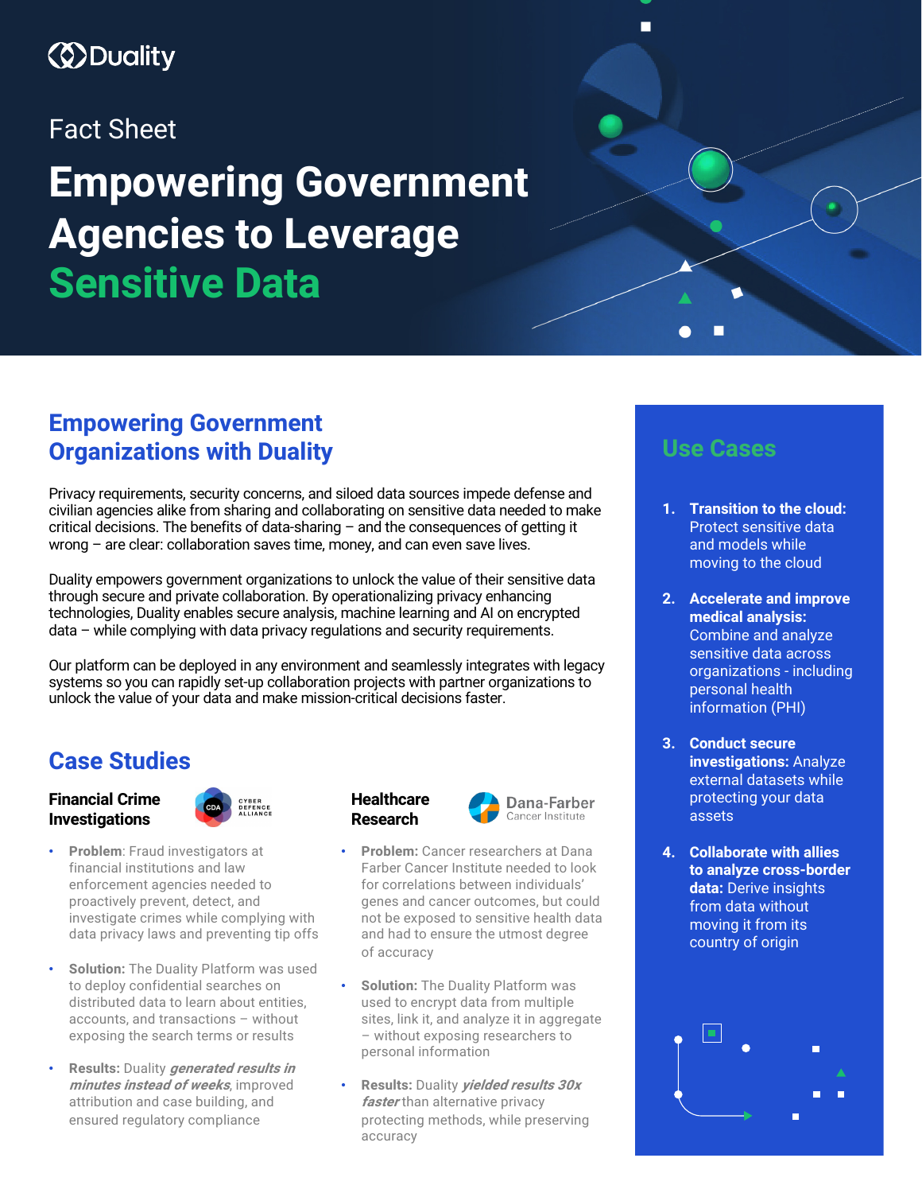Duality

Fact Sheet

# Empowering Government Agencies to Leverage Sensitive Data

## Empowering Government Organizations with Duality

Privacy requirements, security concerns, and siloed data sources impede defense and civilian agencies alike from sharing and collaborating on sensitive data needed to make critical decisions. The benefits of data-sharing – and the consequences of getting it wrong – are clear: collaboration saves time, money, and can even save lives.

Duality empowers government organizations to unlock the value of their sensitive data through secure and private collaboration. By operationalizing privacy enhancing technologies, Duality enables secure analysis, machine learning and AI on encrypted data – while complying with data privacy regulations and security requirements.

Our platform can be deployed in any environment and seamlessly integrates with legacy systems so you can rapidly set-up collaboration projects with partner organizations to unlock the value of your data and make mission-critical decisions faster.

## Case Studies

### Financial Crime Investigations

CDA Cyber Defence Alliance

- **Problem**: Fraud investigators at financial institutions and law enforcement agencies needed to proactively prevent, detect, and investigate crimes while complying with data privacy laws and preventing tip offs
- **Solution:** The Duality Platform was used to deploy confidential searches on distributed data to learn about entities, accounts, and transactions – without exposing the search terms or results
- **Results:** Duality ***generated results in minutes instead of weeks***, improved attribution and case building, and ensured regulatory compliance

### Healthcare Research

Dana-Farber Cancer Institute

- **Problem:** Cancer researchers at Dana Farber Cancer Institute needed to look for correlations between individuals' genes and cancer outcomes, but could not be exposed to sensitive health data and had to ensure the utmost degree of accuracy
- **Solution:** The Duality Platform was used to encrypt data from multiple sites, link it, and analyze it in aggregate – without exposing researchers to personal information
- **Results:** Duality ***yielded results 30x faster*** than alternative privacy protecting methods, while preserving accuracy

## Use Cases

1. **Transition to the cloud:** Protect sensitive data and models while moving to the cloud
2. **Accelerate and improve medical analysis:** Combine and analyze sensitive data across organizations - including personal health information (PHI)
3. **Conduct secure investigations:** Analyze external datasets while protecting your data assets
4. **Collaborate with allies to analyze cross-border data:** Derive insights from data without moving it from its country of origin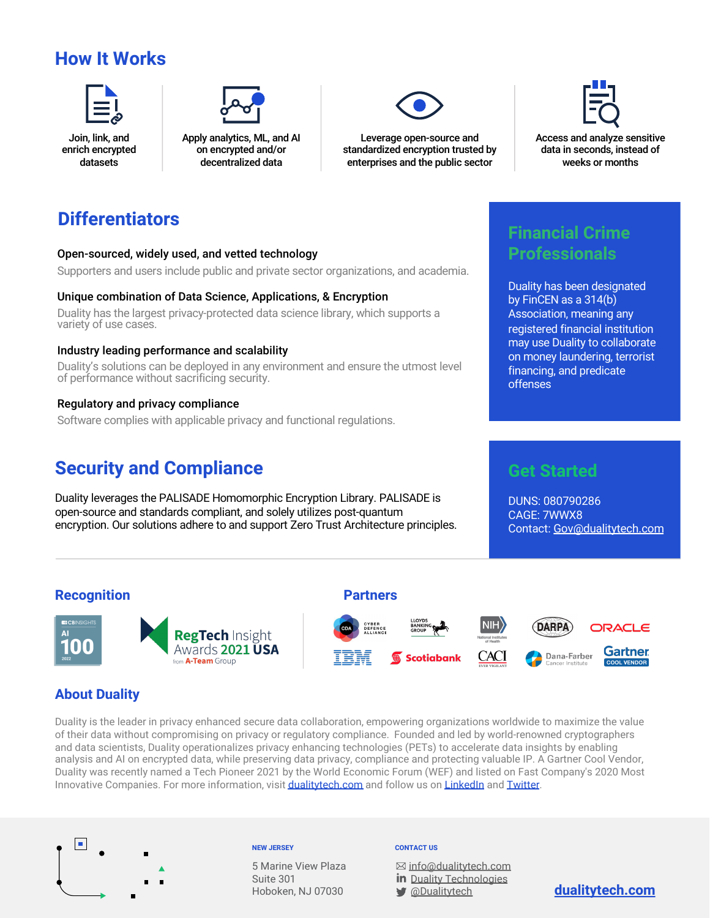## How It Works

Join, link, and enrich encrypted datasets

Apply analytics, ML, and AI on encrypted and/or decentralized data

Leverage open-source and standardized encryption trusted by enterprises and the public sector

Access and analyze sensitive data in seconds, instead of weeks or months

## Differentiators

**Open-sourced, widely used, and vetted technology**

Supporters and users include public and private sector organizations, and academia.

**Unique combination of Data Science, Applications, & Encryption**

Duality has the largest privacy-protected data science library, which supports a variety of use cases.

**Industry leading performance and scalability**

Duality's solutions can be deployed in any environment and ensure the utmost level of performance without sacrificing security.

**Regulatory and privacy compliance**

Software complies with applicable privacy and functional regulations.

## Financial Crime Professionals

Duality has been designated by FinCEN as a 314(b) Association, meaning any registered financial institution may use Duality to collaborate on money laundering, terrorist financing, and predicate offenses

## Security and Compliance

Duality leverages the PALISADE Homomorphic Encryption Library. PALISADE is open-source and standards compliant, and solely utilizes post-quantum encryption. Our solutions adhere to and support Zero Trust Architecture principles.

## Get Started

DUNS: 080790286
CAGE: 7WWX8
Contact: Gov@dualitytech.com

## Recognition

CB INSIGHTS AI 100 2022

RegTech Insight Awards 2021 USA from A-Team Group

## Partners

Cyber Defence Alliance, Lloyds Banking Group, NIH National Institutes of Health, DARPA, Oracle, IBM, Scotiabank, CACI, Dana-Farber Cancer Institute, Gartner Cool Vendor

## About Duality

Duality is the leader in privacy enhanced secure data collaboration, empowering organizations worldwide to maximize the value of their data without compromising on privacy or regulatory compliance. Founded and led by world-renowned cryptographers and data scientists, Duality operationalizes privacy enhancing technologies (PETs) to accelerate data insights by enabling analysis and AI on encrypted data, while preserving data privacy, compliance and protecting valuable IP. A Gartner Cool Vendor, Duality was recently named a Tech Pioneer 2021 by the World Economic Forum (WEF) and listed on Fast Company's 2020 Most Innovative Companies. For more information, visit dualitytech.com and follow us on LinkedIn and Twitter.

**NEW JERSEY**

5 Marine View Plaza
Suite 301
Hoboken, NJ 07030

**CONTACT US**

info@dualitytech.com
Duality Technologies
@Dualitytech

dualitytech.com